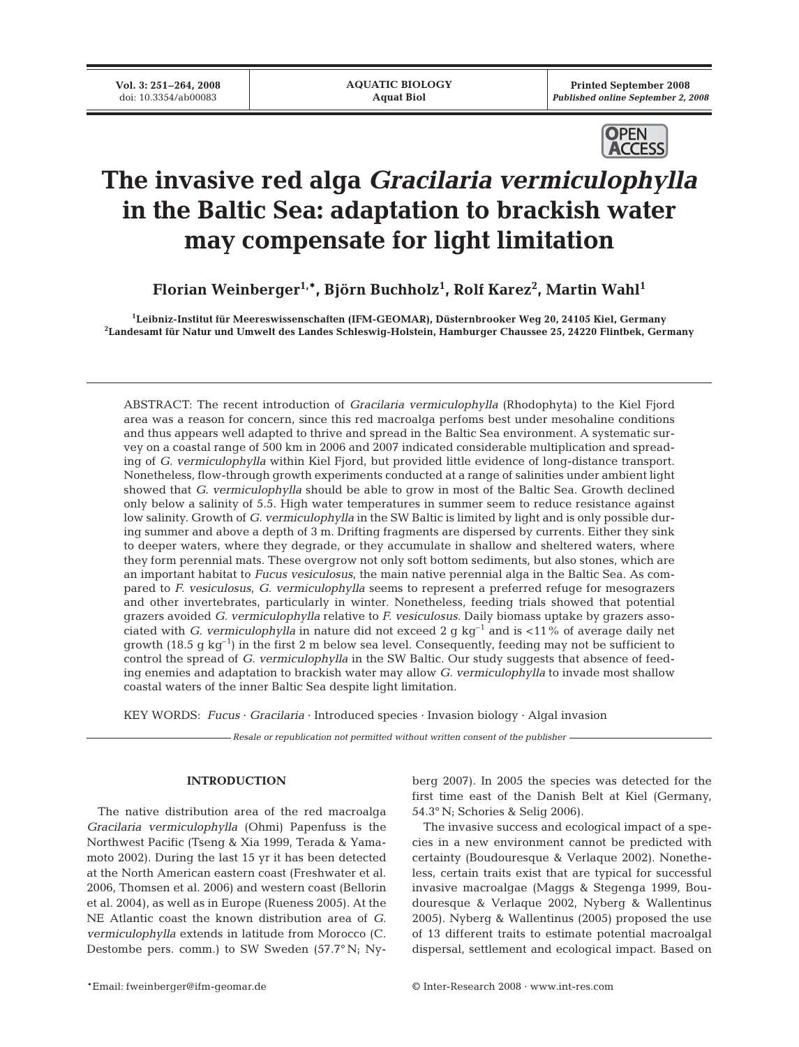# The invasive red alga *Gracilaria vermiculophylla* in the Baltic Sea: adaptation to brackish water may compensate for light limitation

**Florian Weinberger[1,*], Björn Buchholz[1], Rolf Karez[2], Martin Wahl[1]**

[1]Leibniz-Institut für Meereswissenschaften (IFM-GEOMAR), Düsternbrooker Weg 20, 24105 Kiel, Germany
[2]Landesamt für Natur und Umwelt des Landes Schleswig-Holstein, Hamburger Chaussee 25, 24220 Flintbek, Germany

ABSTRACT: The recent introduction of *Gracilaria vermiculophylla* (Rhodophyta) to the Kiel Fjord area was a reason for concern, since this red macroalga perfoms best under mesohaline conditions and thus appears well adapted to thrive and spread in the Baltic Sea environment. A systematic survey on a coastal range of 500 km in 2006 and 2007 indicated considerable multiplication and spreading of *G. vermiculophylla* within Kiel Fjord, but provided little evidence of long-distance transport. Nonetheless, flow-through growth experiments conducted at a range of salinities under ambient light showed that *G. vermiculophylla* should be able to grow in most of the Baltic Sea. Growth declined only below a salinity of 5.5. High water temperatures in summer seem to reduce resistance against low salinity. Growth of *G. vermiculophylla* in the SW Baltic is limited by light and is only possible during summer and above a depth of 3 m. Drifting fragments are dispersed by currents. Either they sink to deeper waters, where they degrade, or they accumulate in shallow and sheltered waters, where they form perennial mats. These overgrow not only soft bottom sediments, but also stones, which are an important habitat to *Fucus vesiculosus*, the main native perennial alga in the Baltic Sea. As compared to *F. vesiculosus*, *G. vermiculophylla* seems to represent a preferred refuge for mesograzers and other invertebrates, particularly in winter. Nonetheless, feeding trials showed that potential grazers avoided *G. vermiculophylla* relative to *F. vesiculosus*. Daily biomass uptake by grazers associated with *G. vermiculophylla* in nature did not exceed 2 g kg$^{-1}$ and is <11% of average daily net growth (18.5 g kg$^{-1}$) in the first 2 m below sea level. Consequently, feeding may not be sufficient to control the spread of *G. vermiculophylla* in the SW Baltic. Our study suggests that absence of feeding enemies and adaptation to brackish water may allow *G. vermiculophylla* to invade most shallow coastal waters of the inner Baltic Sea despite light limitation.

KEY WORDS: *Fucus* · *Gracilaria* · Introduced species · Invasion biology · Algal invasion

*Resale or republication not permitted without written consent of the publisher*

## INTRODUCTION

The native distribution area of the red macroalga *Gracilaria vermiculophylla* (Ohmi) Papenfuss is the Northwest Pacific (Tseng & Xia 1999, Terada & Yamamoto 2002). During the last 15 yr it has been detected at the North American eastern coast (Freshwater et al. 2006, Thomsen et al. 2006) and western coast (Bellorin et al. 2004), as well as in Europe (Rueness 2005). At the NE Atlantic coast the known distribution area of *G. vermiculophylla* extends in latitude from Morocco (C. Destombe pers. comm.) to SW Sweden (57.7° N; Nyberg 2007). In 2005 the species was detected for the first time east of the Danish Belt at Kiel (Germany, 54.3° N; Schories & Selig 2006).

The invasive success and ecological impact of a species in a new environment cannot be predicted with certainty (Boudouresque & Verlaque 2002). Nonetheless, certain traits exist that are typical for successful invasive macroalgae (Maggs & Stegenga 1999, Boudouresque & Verlaque 2002, Nyberg & Wallentinus 2005). Nyberg & Wallentinus (2005) proposed the use of 13 different traits to estimate potential macroalgal dispersal, settlement and ecological impact. Based on

*Email: fweinberger@ifm-geomar.de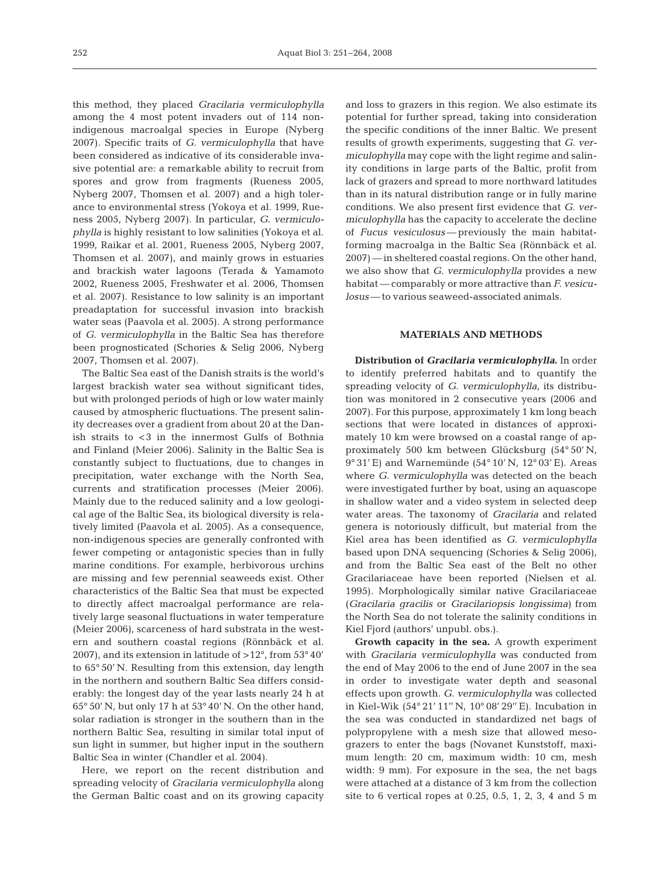this method, they placed *Gracilaria vermiculophylla* among the 4 most potent invaders out of 114 non-indigenous macroalgal species in Europe (Nyberg 2007). Specific traits of *G. vermiculophylla* that have been considered as indicative of its considerable invasive potential are: a remarkable ability to recruit from spores and grow from fragments (Rueness 2005, Nyberg 2007, Thomsen et al. 2007) and a high tolerance to environmental stress (Yokoya et al. 1999, Rueness 2005, Nyberg 2007). In particular, *G. vermiculophylla* is highly resistant to low salinities (Yokoya et al. 1999, Raikar et al. 2001, Rueness 2005, Nyberg 2007, Thomsen et al. 2007), and mainly grows in estuaries and brackish water lagoons (Terada & Yamamoto 2002, Rueness 2005, Freshwater et al. 2006, Thomsen et al. 2007). Resistance to low salinity is an important preadaptation for successful invasion into brackish water seas (Paavola et al. 2005). A strong performance of *G. vermiculophylla* in the Baltic Sea has therefore been prognosticated (Schories & Selig 2006, Nyberg 2007, Thomsen et al. 2007).

The Baltic Sea east of the Danish straits is the world's largest brackish water sea without significant tides, but with prolonged periods of high or low water mainly caused by atmospheric fluctuations. The present salinity decreases over a gradient from about 20 at the Danish straits to <3 in the innermost Gulfs of Bothnia and Finland (Meier 2006). Salinity in the Baltic Sea is constantly subject to fluctuations, due to changes in precipitation, water exchange with the North Sea, currents and stratification processes (Meier 2006). Mainly due to the reduced salinity and a low geological age of the Baltic Sea, its biological diversity is relatively limited (Paavola et al. 2005). As a consequence, non-indigenous species are generally confronted with fewer competing or antagonistic species than in fully marine conditions. For example, herbivorous urchins are missing and few perennial seaweeds exist. Other characteristics of the Baltic Sea that must be expected to directly affect macroalgal performance are relatively large seasonal fluctuations in water temperature (Meier 2006), scarceness of hard substrata in the western and southern coastal regions (Rönnbäck et al. 2007), and its extension in latitude of >12°, from 53° 40′ to 65° 50′ N. Resulting from this extension, day length in the northern and southern Baltic Sea differs considerably: the longest day of the year lasts nearly 24 h at 65° 50′ N, but only 17 h at 53° 40′ N. On the other hand, solar radiation is stronger in the southern than in the northern Baltic Sea, resulting in similar total input of sun light in summer, but higher input in the southern Baltic Sea in winter (Chandler et al. 2004).

Here, we report on the recent distribution and spreading velocity of *Gracilaria vermiculophylla* along the German Baltic coast and on its growing capacity and loss to grazers in this region. We also estimate its potential for further spread, taking into consideration the specific conditions of the inner Baltic. We present results of growth experiments, suggesting that *G. vermiculophylla* may cope with the light regime and salinity conditions in large parts of the Baltic, profit from lack of grazers and spread to more northward latitudes than in its natural distribution range or in fully marine conditions. We also present first evidence that *G. vermiculophylla* has the capacity to accelerate the decline of *Fucus vesiculosus* — previously the main habitat-forming macroalga in the Baltic Sea (Rönnbäck et al. 2007) — in sheltered coastal regions. On the other hand, we also show that *G. vermiculophylla* provides a new habitat — comparably or more attractive than *F. vesiculosus* — to various seaweed-associated animals.

## MATERIALS AND METHODS

**Distribution of *Gracilaria vermiculophylla*.** In order to identify preferred habitats and to quantify the spreading velocity of *G. vermiculophylla*, its distribution was monitored in 2 consecutive years (2006 and 2007). For this purpose, approximately 1 km long beach sections that were located in distances of approximately 10 km were browsed on a coastal range of approximately 500 km between Glücksburg (54° 50′ N, 9° 31′ E) and Warnemünde (54° 10′ N, 12° 03′ E). Areas where *G. vermiculophylla* was detected on the beach were investigated further by boat, using an aquascope in shallow water and a video system in selected deep water areas. The taxonomy of *Gracilaria* and related genera is notoriously difficult, but material from the Kiel area has been identified as *G. vermiculophylla* based upon DNA sequencing (Schories & Selig 2006), and from the Baltic Sea east of the Belt no other Gracilariaceae have been reported (Nielsen et al. 1995). Morphologically similar native Gracilariaceae (*Gracilaria gracilis* or *Gracilariopsis longissima*) from the North Sea do not tolerate the salinity conditions in Kiel Fjord (authors' unpubl. obs.).

**Growth capacity in the sea.** A growth experiment with *Gracilaria vermiculophylla* was conducted from the end of May 2006 to the end of June 2007 in the sea in order to investigate water depth and seasonal effects upon growth. *G. vermiculophylla* was collected in Kiel-Wik (54° 21′ 11″ N, 10° 08′ 29″ E). Incubation in the sea was conducted in standardized net bags of polypropylene with a mesh size that allowed mesograzers to enter the bags (Novanet Kunststoff, maximum length: 20 cm, maximum width: 10 cm, mesh width: 9 mm). For exposure in the sea, the net bags were attached at a distance of 3 km from the collection site to 6 vertical ropes at 0.25, 0.5, 1, 2, 3, 4 and 5 m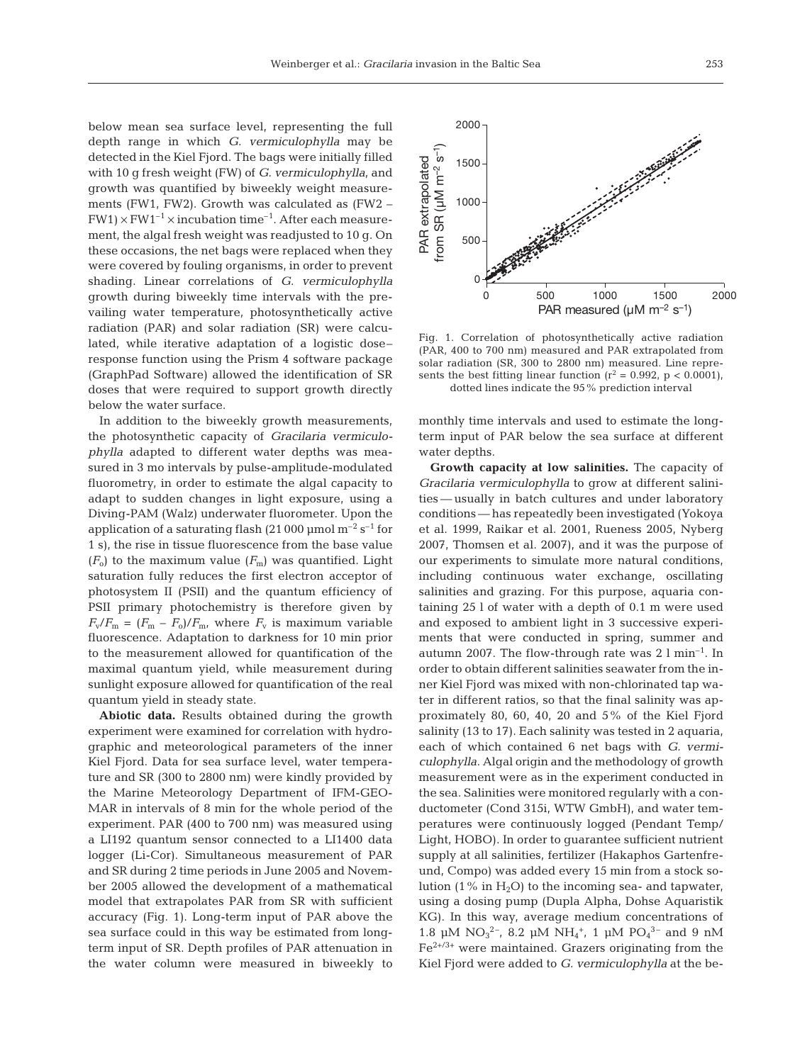below mean sea surface level, representing the full depth range in which *G. vermiculophylla* may be detected in the Kiel Fjord. The bags were initially filled with 10 g fresh weight (FW) of *G. vermiculophylla*, and growth was quantified by biweekly weight measurements (FW1, FW2). Growth was calculated as (FW2 – FW1) × $FW1^{-1}$ × incubation $time^{-1}$. After each measurement, the algal fresh weight was readjusted to 10 g. On these occasions, the net bags were replaced when they were covered by fouling organisms, in order to prevent shading. Linear correlations of *G. vermiculophylla* growth during biweekly time intervals with the prevailing water temperature, photosynthetically active radiation (PAR) and solar radiation (SR) were calculated, while iterative adaptation of a logistic dose–response function using the Prism 4 software package (GraphPad Software) allowed the identification of SR doses that were required to support growth directly below the water surface.

In addition to the biweekly growth measurements, the photosynthetic capacity of *Gracilaria vermiculophylla* adapted to different water depths was measured in 3 mo intervals by pulse-amplitude-modulated fluorometry, in order to estimate the algal capacity to adapt to sudden changes in light exposure, using a Diving-PAM (Walz) underwater fluorometer. Upon the application of a saturating flash (21 000 µmol $m^{-2}$ $s^{-1}$ for 1 s), the rise in tissue fluorescence from the base value ($F_o$) to the maximum value ($F_m$) was quantified. Light saturation fully reduces the first electron acceptor of photosystem II (PSII) and the quantum efficiency of PSII primary photochemistry is therefore given by $F_v/F_m = (F_m - F_o)/F_m$, where $F_v$ is maximum variable fluorescence. Adaptation to darkness for 10 min prior to the measurement allowed for quantification of the maximal quantum yield, while measurement during sunlight exposure allowed for quantification of the real quantum yield in steady state.

**Abiotic data.** Results obtained during the growth experiment were examined for correlation with hydrographic and meteorological parameters of the inner Kiel Fjord. Data for sea surface level, water temperature and SR (300 to 2800 nm) were kindly provided by the Marine Meteorology Department of IFM-GEOMAR in intervals of 8 min for the whole period of the experiment. PAR (400 to 700 nm) was measured using a LI192 quantum sensor connected to a LI1400 data logger (Li-Cor). Simultaneous measurement of PAR and SR during 2 time periods in June 2005 and November 2005 allowed the development of a mathematical model that extrapolates PAR from SR with sufficient accuracy (Fig. 1). Long-term input of PAR above the sea surface could in this way be estimated from long-term input of SR. Depth profiles of PAR attenuation in the water column were measured in biweekly to monthly time intervals and used to estimate the long-term input of PAR below the sea surface at different water depths.

Fig. 1. Correlation of photosynthetically active radiation (PAR, 400 to 700 nm) measured and PAR extrapolated from solar radiation (SR, 300 to 2800 nm) measured. Line represents the best fitting linear function ($r^2 = 0.992$, $p < 0.0001$), dotted lines indicate the 95% prediction interval

**Growth capacity at low salinities.** The capacity of *Gracilaria vermiculophylla* to grow at different salinities — usually in batch cultures and under laboratory conditions — has repeatedly been investigated (Yokoya et al. 1999, Raikar et al. 2001, Rueness 2005, Nyberg 2007, Thomsen et al. 2007), and it was the purpose of our experiments to simulate more natural conditions, including continuous water exchange, oscillating salinities and grazing. For this purpose, aquaria containing 25 l of water with a depth of 0.1 m were used and exposed to ambient light in 3 successive experiments that were conducted in spring, summer and autumn 2007. The flow-through rate was 2 l $min^{-1}$. In order to obtain different salinities seawater from the inner Kiel Fjord was mixed with non-chlorinated tap water in different ratios, so that the final salinity was approximately 80, 60, 40, 20 and 5% of the Kiel Fjord salinity (13 to 17). Each salinity was tested in 2 aquaria, each of which contained 6 net bags with *G. vermiculophylla*. Algal origin and the methodology of growth measurement were as in the experiment conducted in the sea. Salinities were monitored regularly with a conductometer (Cond 315i, WTW GmbH), and water temperatures were continuously logged (Pendant Temp/Light, HOBO). In order to guarantee sufficient nutrient supply at all salinities, fertilizer (Hakaphos Gartenfreund, Compo) was added every 15 min from a stock solution (1% in $H_2O$) to the incoming sea- and tapwater, using a dosing pump (Dupla Alpha, Dohse Aquaristik KG). In this way, average medium concentrations of 1.8 µM $NO_3^{2-}$, 8.2 µM $NH_4^+$, 1 µM $PO_4^{3-}$ and 9 nM $Fe^{2+/3+}$ were maintained. Grazers originating from the Kiel Fjord were added to *G. vermiculophylla* at the be-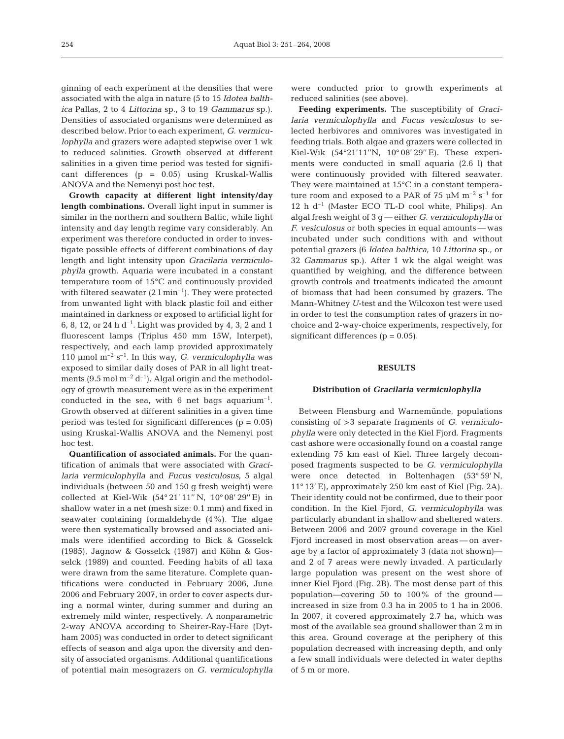ginning of each experiment at the densities that were associated with the alga in nature (5 to 15 *Idotea balthica* Pallas, 2 to 4 *Littorina* sp., 3 to 19 *Gammarus* sp.). Densities of associated organisms were determined as described below. Prior to each experiment, *G. vermiculophylla* and grazers were adapted stepwise over 1 wk to reduced salinities. Growth observed at different salinities in a given time period was tested for significant differences (p = 0.05) using Kruskal-Wallis ANOVA and the Nemenyi post hoc test.

**Growth capacity at different light intensity/day length combinations.** Overall light input in summer is similar in the northern and southern Baltic, while light intensity and day length regime vary considerably. An experiment was therefore conducted in order to investigate possible effects of different combinations of day length and light intensity upon *Gracilaria vermiculophylla* growth. Aquaria were incubated in a constant temperature room of 15°C and continuously provided with filtered seawater (2 l $min^{-1}$). They were protected from unwanted light with black plastic foil and either maintained in darkness or exposed to artificial light for 6, 8, 12, or 24 h $d^{-1}$. Light was provided by 4, 3, 2 and 1 fluorescent lamps (Triplus 450 mm 15W, Interpet), respectively, and each lamp provided approximately 110 µmol $m^{-2}$ $s^{-1}$. In this way, *G. vermiculophylla* was exposed to similar daily doses of PAR in all light treatments (9.5 mol $m^{-2}$ $d^{-1}$). Algal origin and the methodology of growth measurement were as in the experiment conducted in the sea, with 6 net bags $aquarium^{-1}$. Growth observed at different salinities in a given time period was tested for significant differences (p = 0.05) using Kruskal-Wallis ANOVA and the Nemenyi post hoc test.

**Quantification of associated animals.** For the quantification of animals that were associated with *Gracilaria vermiculophylla* and *Fucus vesiculosus*, 5 algal individuals (between 50 and 150 g fresh weight) were collected at Kiel-Wik (54° 21′ 11″ N, 10° 08′ 29″ E) in shallow water in a net (mesh size: 0.1 mm) and fixed in seawater containing formaldehyde (4%). The algae were then systematically browsed and associated animals were identified according to Bick & Gosselck (1985), Jagnow & Gosselck (1987) and Köhn & Gosselck (1989) and counted. Feeding habits of all taxa were drawn from the same literature. Complete quantifications were conducted in February 2006, June 2006 and February 2007, in order to cover aspects during a normal winter, during summer and during an extremely mild winter, respectively. A nonparametric 2-way ANOVA according to Sheirer-Ray-Hare (Dytham 2005) was conducted in order to detect significant effects of season and alga upon the diversity and density of associated organisms. Additional quantifications of potential main mesograzers on *G. vermiculophylla* were conducted prior to growth experiments at reduced salinities (see above).

**Feeding experiments.** The susceptibility of *Gracilaria vermiculophylla* and *Fucus vesiculosus* to selected herbivores and omnivores was investigated in feeding trials. Both algae and grazers were collected in Kiel-Wik (54°21′11″N, 10° 08′ 29″ E). These experiments were conducted in small aquaria (2.6 l) that were continuously provided with filtered seawater. They were maintained at 15°C in a constant temperature room and exposed to a PAR of 75 µM $m^{-2}$ $s^{-1}$ for 12 h $d^{-1}$ (Master ECO TL-D cool white, Philips). An algal fresh weight of 3 g — either *G. vermiculophylla* or *F. vesiculosus* or both species in equal amounts — was incubated under such conditions with and without potential grazers (6 *Idotea balthica*, 10 *Littorina* sp., or 32 *Gammarus* sp.). After 1 wk the algal weight was quantified by weighing, and the difference between growth controls and treatments indicated the amount of biomass that had been consumed by grazers. The Mann-Whitney *U*-test and the Wilcoxon test were used in order to test the consumption rates of grazers in no-choice and 2-way-choice experiments, respectively, for significant differences (p = 0.05).

## RESULTS

### Distribution of *Gracilaria vermiculophylla*

Between Flensburg and Warnemünde, populations consisting of >3 separate fragments of *G. vermiculophylla* were only detected in the Kiel Fjord. Fragments cast ashore were occasionally found on a coastal range extending 75 km east of Kiel. Three largely decomposed fragments suspected to be *G. vermiculophylla* were once detected in Boltenhagen (53° 59′ N, 11° 13′ E), approximately 250 km east of Kiel (Fig. 2A). Their identity could not be confirmed, due to their poor condition. In the Kiel Fjord, *G. vermiculophylla* was particularly abundant in shallow and sheltered waters. Between 2006 and 2007 ground coverage in the Kiel Fjord increased in most observation areas — on average by a factor of approximately 3 (data not shown)— and 2 of 7 areas were newly invaded. A particularly large population was present on the west shore of inner Kiel Fjord (Fig. 2B). The most dense part of this population—covering 50 to 100% of the ground — increased in size from 0.3 ha in 2005 to 1 ha in 2006. In 2007, it covered approximately 2.7 ha, which was most of the available sea ground shallower than 2 m in this area. Ground coverage at the periphery of this population decreased with increasing depth, and only a few small individuals were detected in water depths of 5 m or more.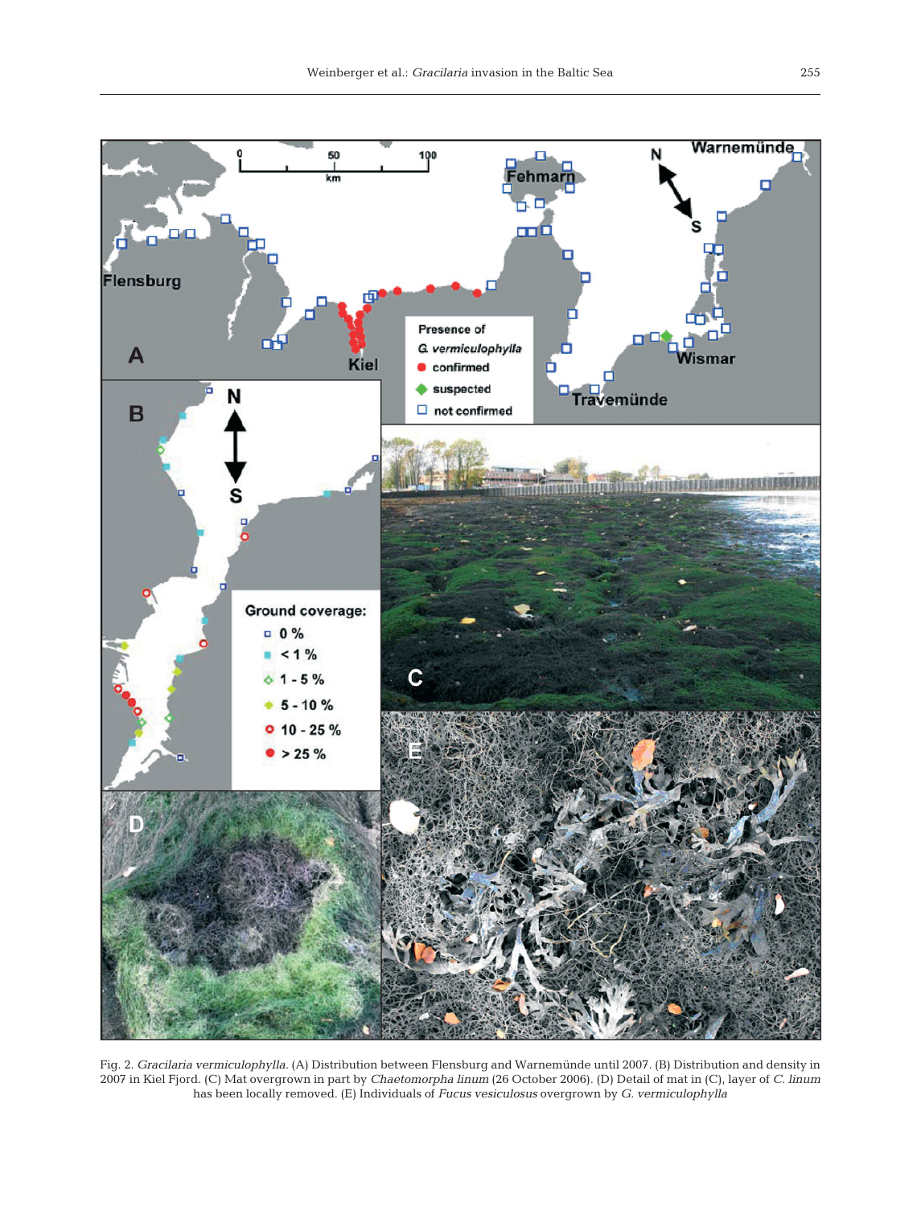Fig. 2. *Gracilaria vermiculophylla*. (A) Distribution between Flensburg and Warnemünde until 2007. (B) Distribution and density in 2007 in Kiel Fjord. (C) Mat overgrown in part by *Chaetomorpha linum* (26 October 2006). (D) Detail of mat in (C), layer of *C. linum* has been locally removed. (E) Individuals of *Fucus vesiculosus* overgrown by *G. vermiculophylla*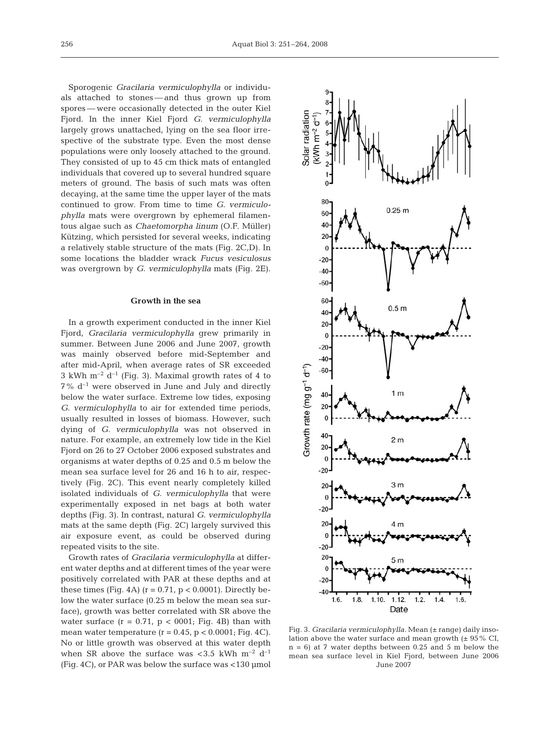Sporogenic *Gracilaria vermiculophylla* or individuals attached to stones — and thus grown up from spores — were occasionally detected in the outer Kiel Fjord. In the inner Kiel Fjord *G. vermiculophylla* largely grows unattached, lying on the sea floor irrespective of the substrate type. Even the most dense populations were only loosely attached to the ground. They consisted of up to 45 cm thick mats of entangled individuals that covered up to several hundred square meters of ground. The basis of such mats was often decaying, at the same time the upper layer of the mats continued to grow. From time to time *G. vermiculophylla* mats were overgrown by ephemeral filamentous algae such as *Chaetomorpha linum* (O.F. Müller) Kützing, which persisted for several weeks, indicating a relatively stable structure of the mats (Fig. 2C,D). In some locations the bladder wrack *Fucus vesiculosus* was overgrown by *G. vermiculophylla* mats (Fig. 2E).

## Growth in the sea

In a growth experiment conducted in the inner Kiel Fjord, *Gracilaria vermiculophylla* grew primarily in summer. Between June 2006 and June 2007, growth was mainly observed before mid-September and after mid-April, when average rates of SR exceeded 3 kWh $m^{-2}$ $d^{-1}$ (Fig. 3). Maximal growth rates of 4 to 7% $d^{-1}$ were observed in June and July and directly below the water surface. Extreme low tides, exposing *G. vermiculophylla* to air for extended time periods, usually resulted in losses of biomass. However, such dying of *G. vermiculophylla* was not observed in nature. For example, an extremely low tide in the Kiel Fjord on 26 to 27 October 2006 exposed substrates and organisms at water depths of 0.25 and 0.5 m below the mean sea surface level for 26 and 16 h to air, respectively (Fig. 2C). This event nearly completely killed isolated individuals of *G. vermiculophylla* that were experimentally exposed in net bags at both water depths (Fig. 3). In contrast, natural *G. vermiculophylla* mats at the same depth (Fig. 2C) largely survived this air exposure event, as could be observed during repeated visits to the site.

Growth rates of *Gracilaria vermiculophylla* at different water depths and at different times of the year were positively correlated with PAR at these depths and at these times (Fig. 4A) ($r = 0.71$, $p < 0.0001$). Directly below the water surface (0.25 m below the mean sea surface), growth was better correlated with SR above the water surface ($r = 0.71$, $p < 0001$; Fig. 4B) than with mean water temperature ($r = 0.45$, $p < 0.0001$; Fig. 4C). No or little growth was observed at this water depth when SR above the surface was <3.5 kWh $m^{-2}$ $d^{-1}$ (Fig. 4C), or PAR was below the surface was <130 µmol

Fig. 3. *Gracilaria vermiculophylla.* Mean (± range) daily insolation above the water surface and mean growth (± 95% CI, n = 6) at 7 water depths between 0.25 and 5 m below the mean sea surface level in Kiel Fjord, between June 2006 June 2007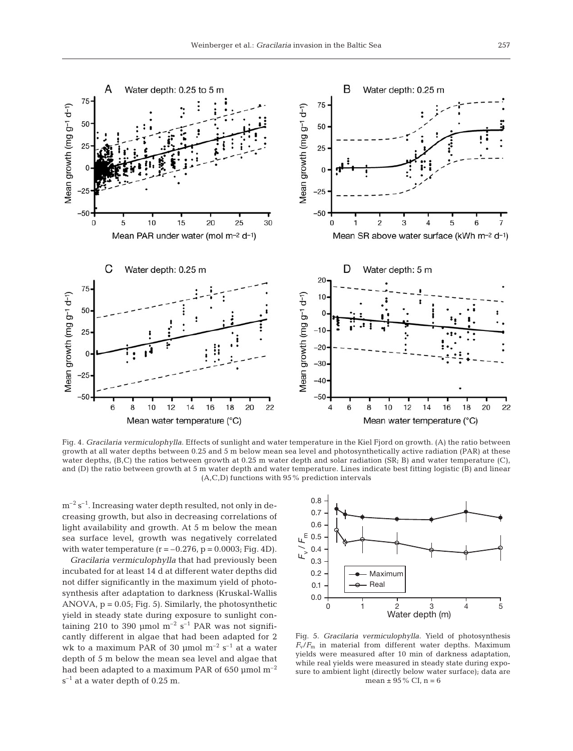Fig. 4. *Gracilaria vermiculophylla*. Effects of sunlight and water temperature in the Kiel Fjord on growth. (A) the ratio between growth at all water depths between 0.25 and 5 m below mean sea level and photosynthetically active radiation (PAR) at these water depths, (B,C) the ratios between growth at 0.25 m water depth and solar radiation (SR; B) and water temperature (C), and (D) the ratio between growth at 5 m water depth and water temperature. Lines indicate best fitting logistic (B) and linear (A,C,D) functions with 95% prediction intervals

$m^{-2} s^{-1}$. Increasing water depth resulted, not only in decreasing growth, but also in decreasing correlations of light availability and growth. At 5 m below the mean sea surface level, growth was negatively correlated with water temperature ($r = -0.276$, $p = 0.0003$; Fig. 4D).

*Gracilaria vermiculophylla* that had previously been incubated for at least 14 d at different water depths did not differ significantly in the maximum yield of photosynthesis after adaptation to darkness (Kruskal-Wallis ANOVA, $p = 0.05$; Fig. 5). Similarly, the photosynthetic yield in steady state during exposure to sunlight containing 210 to 390 µmol $m^{-2} s^{-1}$ PAR was not significantly different in algae that had been adapted for 2 wk to a maximum PAR of 30 µmol $m^{-2} s^{-1}$ at a water depth of 5 m below the mean sea level and algae that had been adapted to a maximum PAR of 650 µmol $m^{-2} s^{-1}$ at a water depth of 0.25 m.

Fig. 5. *Gracilaria vermiculophylla*. Yield of photosynthesis $F_v/F_m$ in material from different water depths. Maximum yields were measured after 10 min of darkness adaptation, while real yields were measured in steady state during exposure to ambient light (directly below water surface); data are mean ± 95% CI, n = 6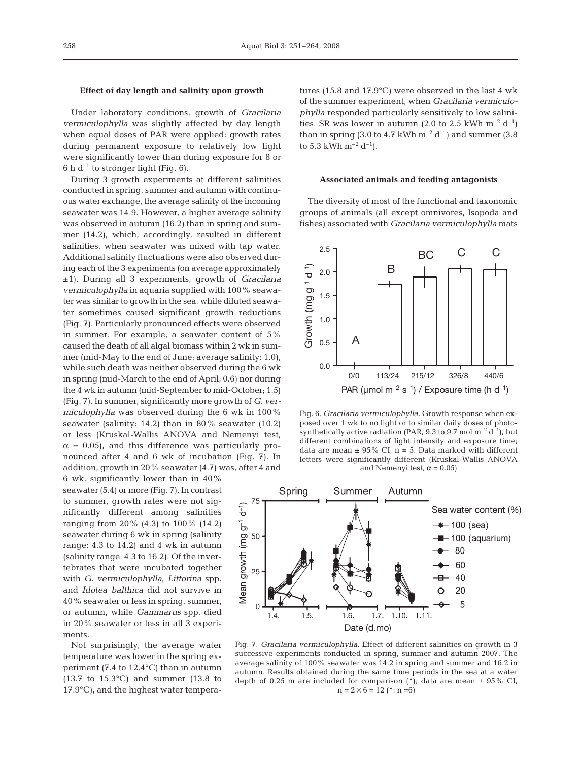### Effect of day length and salinity upon growth

Under laboratory conditions, growth of *Gracilaria vermiculophylla* was slightly affected by day length when equal doses of PAR were applied: growth rates during permanent exposure to relatively low light were significantly lower than during exposure for 8 or 6 h $d^{-1}$ to stronger light (Fig. 6).

During 3 growth experiments at different salinities conducted in spring, summer and autumn with continuous water exchange, the average salinity of the incoming seawater was 14.9. However, a higher average salinity was observed in autumn (16.2) than in spring and summer (14.2), which, accordingly, resulted in different salinities, when seawater was mixed with tap water. Additional salinity fluctuations were also observed during each of the 3 experiments (on average approximately ±1). During all 3 experiments, growth of *Gracilaria vermiculophylla* in aquaria supplied with 100% seawater was similar to growth in the sea, while diluted seawater sometimes caused significant growth reductions (Fig. 7). Particularly pronounced effects were observed in summer. For example, a seawater content of 5% caused the death of all algal biomass within 2 wk in summer (mid-May to the end of June; average salinity: 1.0), while such death was neither observed during the 6 wk in spring (mid-March to the end of April; 0.6) nor during the 4 wk in autumn (mid-September to mid-October; 1.5) (Fig. 7). In summer, significantly more growth of *G. vermiculophylla* was observed during the 6 wk in 100% seawater (salinity: 14.2) than in 80% seawater (10.2) or less (Kruskal-Wallis ANOVA and Nemenyi test, $\alpha = 0.05$), and this difference was particularly pronounced after 4 and 6 wk of incubation (Fig. 7). In addition, growth in 20% seawater (4.7) was, after 4 and 6 wk, significantly lower than in 40% seawater (5.4) or more (Fig. 7). In contrast to summer, growth rates were not significantly different among salinities ranging from 20% (4.3) to 100% (14.2) seawater during 6 wk in spring (salinity range: 4.3 to 14.2) and 4 wk in autumn (salinity range: 4.3 to 16.2). Of the invertebrates that were incubated together with *G. vermiculophylla*, *Littorina* spp. and *Idotea balthica* did not survive in 40% seawater or less in spring, summer, or autumn, while *Gammarus* spp. died in 20% seawater or less in all 3 experiments.

Not surprisingly, the average water temperature was lower in the spring experiment (7.4 to 12.4°C) than in autumn (13.7 to 15.3°C) and summer (13.8 to 17.9°C), and the highest water temperatures (15.8 and 17.9°C) were observed in the last 4 wk of the summer experiment, when *Gracilaria vermiculophylla* responded particularly sensitively to low salinities. SR was lower in autumn (2.0 to 2.5 kWh $m^{-2}$ $d^{-1}$) than in spring (3.0 to 4.7 kWh $m^{-2}$ $d^{-1}$) and summer (3.8 to 5.3 kWh $m^{-2}$ $d^{-1}$).

### Associated animals and feeding antagonists

The diversity of most of the functional and taxonomic groups of animals (all except omnivores, Isopoda and fishes) associated with *Gracilaria vermiculophylla* mats

Fig. 6. *Gracilaria vermiculophylla*. Growth response when exposed over 1 wk to no light or to similar daily doses of photosynthetically active radiation (PAR, 9.3 to 9.7 mol $m^{-2}$ $d^{-1}$), but different combinations of light intensity and exposure time; data are mean ± 95% CI, n = 5. Data marked with different letters were significantly different (Kruskal-Wallis ANOVA and Nemenyi test, $\alpha = 0.05$)

Fig. 7. *Gracilaria vermiculophylla*. Effect of different salinities on growth in 3 successive experiments conducted in spring, summer and autumn 2007. The average salinity of 100% seawater was 14.2 in spring and summer and 16.2 in autumn. Results obtained during the same time periods in the sea at a water depth of 0.25 m are included for comparison (*); data are mean ± 95% CI, n = 2 × 6 = 12 (*: n = 6)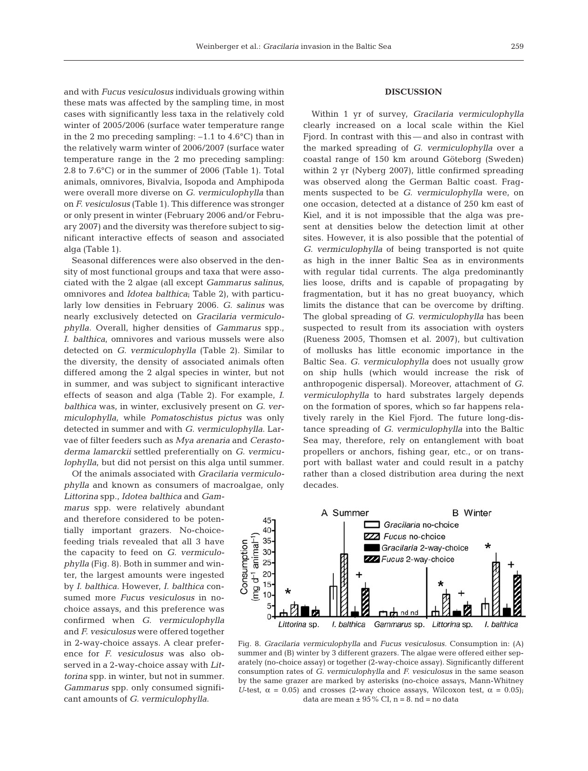and with *Fucus vesiculosus* individuals growing within these mats was affected by the sampling time, in most cases with significantly less taxa in the relatively cold winter of 2005/2006 (surface water temperature range in the 2 mo preceding sampling: –1.1 to 4.6°C) than in the relatively warm winter of 2006/2007 (surface water temperature range in the 2 mo preceding sampling: 2.8 to 7.6°C) or in the summer of 2006 (Table 1). Total animals, omnivores, Bivalvia, Isopoda and Amphipoda were overall more diverse on *G. vermiculophylla* than on *F. vesiculosus* (Table 1). This difference was stronger or only present in winter (February 2006 and/or February 2007) and the diversity was therefore subject to significant interactive effects of season and associated alga (Table 1).

Seasonal differences were also observed in the density of most functional groups and taxa that were associated with the 2 algae (all except *Gammarus salinus*, omnivores and *Idotea balthica*; Table 2), with particularly low densities in February 2006. *G. salinus* was nearly exclusively detected on *Gracilaria vermiculophylla.* Overall, higher densities of *Gammarus* spp., *I. balthica*, omnivores and various mussels were also detected on *G. vermiculophylla* (Table 2). Similar to the diversity, the density of associated animals often differed among the 2 algal species in winter, but not in summer, and was subject to significant interactive effects of season and alga (Table 2). For example, *I. balthica* was, in winter, exclusively present on *G. vermiculophylla*, while *Pomatoschistus pictus* was only detected in summer and with *G. vermiculophylla*. Larvae of filter feeders such as *Mya arenaria* and *Cerastoderma lamarckii* settled preferentially on *G. vermiculophylla*, but did not persist on this alga until summer.

Of the animals associated with *Gracilaria vermiculophylla* and known as consumers of macroalgae, only *Littorina* spp., *Idotea balthica* and *Gammarus* spp. were relatively abundant and therefore considered to be potentially important grazers. No-choice-feeding trials revealed that all 3 have the capacity to feed on *G. vermiculophylla* (Fig. 8). Both in summer and winter, the largest amounts were ingested by *I. balthica.* However, *I. balthica* consumed more *Fucus vesiculosus* in no-choice assays, and this preference was confirmed when *G. vermiculophylla* and *F. vesiculosus* were offered together in 2-way-choice assays. A clear preference for *F. vesiculosus* was also observed in a 2-way-choice assay with *Littorina* spp. in winter, but not in summer. *Gammarus* spp. only consumed significant amounts of *G. vermiculophylla.*

## DISCUSSION

Within 1 yr of survey, *Gracilaria vermiculophylla* clearly increased on a local scale within the Kiel Fjord. In contrast with this — and also in contrast with the marked spreading of *G. vermiculophylla* over a coastal range of 150 km around Göteborg (Sweden) within 2 yr (Nyberg 2007), little confirmed spreading was observed along the German Baltic coast. Fragments suspected to be *G. vermiculophylla* were, on one occasion, detected at a distance of 250 km east of Kiel, and it is not impossible that the alga was present at densities below the detection limit at other sites. However, it is also possible that the potential of *G. vermiculophylla* of being transported is not quite as high in the inner Baltic Sea as in environments with regular tidal currents. The alga predominantly lies loose, drifts and is capable of propagating by fragmentation, but it has no great buoyancy, which limits the distance that can be overcome by drifting. The global spreading of *G. vermiculophylla* has been suspected to result from its association with oysters (Rueness 2005, Thomsen et al. 2007), but cultivation of mollusks has little economic importance in the Baltic Sea. *G. vermiculophylla* does not usually grow on ship hulls (which would increase the risk of anthropogenic dispersal). Moreover, attachment of *G. vermiculophylla* to hard substrates largely depends on the formation of spores, which so far happens relatively rarely in the Kiel Fjord. The future long-distance spreading of *G. vermiculophylla* into the Baltic Sea may, therefore, rely on entanglement with boat propellers or anchors, fishing gear, etc., or on transport with ballast water and could result in a patchy rather than a closed distribution area during the next decades.

Fig. 8. *Gracilaria vermiculophylla* and *Fucus vesiculosus.* Consumption in: (A) summer and (B) winter by 3 different grazers. The algae were offered either separately (no-choice assay) or together (2-way-choice assay). Significantly different consumption rates of *G. vermiculophylla* and *F. vesiculosus* in the same season by the same grazer are marked by asterisks (no-choice assays, Mann-Whitney *U*-test, $\alpha = 0.05$) and crosses (2-way choice assays, Wilcoxon test, $\alpha = 0.05$); data are mean ± 95% CI, n = 8. nd = no data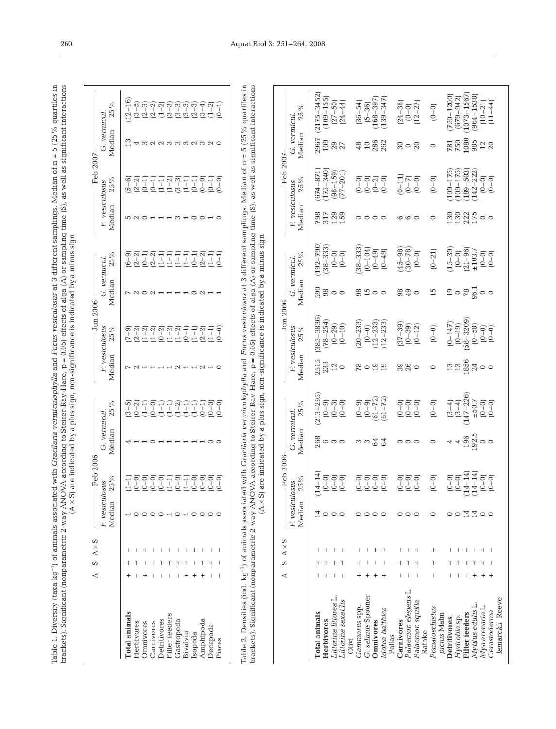Table 1. Diversity (taxa $kg^{-1}$) of animals associated with *Gracilaria vermiculophylla* and *Fucus vesiculosus* at 3 different samplings. Median of n = 5 (25% quartiles in brackets). Significant (nonparametric 2-way ANOVA according to Steirer-Ray-Hare, p = 0.05) effects of alga (A) or sampling time (S), as well as significant interactions (A × S) are indicated by a plus sign, non-significance is indicated by a minus sign

| | A | S | A × S | Feb 2006 | | | | Jun 2006 | | | | Feb 2007 | | | |
|---|---|---|---|---|---|---|---|---|---|---|---|---|---|---|---|
| | | | | *F. vesiculosus* | | *G. vermicul.* | | *F. vesiculosus* | | *G. vermicul.* | | *F. vesiculosus* | | *G. vermicul.* | |
| | | | | Median | 25% | Median | 25% | Median | 25% | Median | 25% | Median | 25% | Median | 25% |
| **Total animals** | + | + | – | 1 | (1–1) | 4 | (3–5) | 7 | (7–9) | 7 | (6–9) | 5 | (5–6) | 13 | (12–16) |
| Herbivores | – | + | – | 0 | (0–0) | 1 | (0–2) | 2 | (2–2) | 2 | (2–2) | 2 | (2–2) | 4 | (3–5) |
| Omnivores | + | – | + | 0 | (0–0) | 1 | (1–1) | 1 | (1–2) | 0 | (0–1) | 0 | (0–1) | 3 | (2–3) |
| Carnivores | – | + | – | 0 | (0–0) | 0 | (0–0) | 1 | (1–2) | 2 | (2–2) | 1 | (0–1) | 2 | (2–2) |
| Detritivores | – | + | – | 0 | (0–0) | 1 | (1–1) | 1 | (0–2) | 1 | (1–1) | 1 | (1–1) | 2 | (1–2) |
| Filter feeders | – | + | – | 1 | (1–1) | 1 | (1–1) | 1 | (1–2) | 1 | (1–1) | 1 | (1–2) | 3 | (3–3) |
| Gastropoda | – | + | – | 0 | (0–0) | 1 | (1–2) | 2 | (1–2) | 1 | (1–1) | 3 | (3–3) | 3 | (3–3) |
| Bivalvia | + | + | + | 1 | (1–1) | 1 | (1–1) | 1 | (0–1) | 1 | (1–1) | 1 | (1–1) | 3 | (3–3) |
| Isopoda | + | – | + | 0 | (0–0) | 1 | (1–1) | 1 | (1–1) | 0 | (0–1) | 0 | (0–1) | 2 | (2–3) |
| Amphipoda | + | + | – | 0 | (0–0) | 0 | (0–1) | 2 | (2–2) | 2 | (2–2) | 0 | (0–0) | 3 | (3–4) |
| Decapoda | – | + | – | 0 | (0–0) | 0 | (0–0) | 1 | (1–1) | 1 | (1–1) | 1 | (0–1) | 2 | (1–2) |
| Pisces | – | – | – | 0 | (0–0) | 0 | (0–0) | 0 | (0–0) | 1 | (0–1) | 0 | (0–0) | 0 | (0–1) |

Table 2. Densities (ind. $kg^{-1}$) of animals associated with *Gracilaria vermiculophylla* and *Fucus vesiculosus* at 3 different samplings. Median of n = 5 (25% quartiles in brackets). Significant (nonparametric 2-way ANOVA according to Steirer-Ray-Hare, p = 0.05) effects of alga (A) or sampling time (S), as well as significant interactions (A × S) are indicated by a plus sign, non-significance is indicated by a minus sign

| | A | S | A × S | Feb 2006 | | | | Jun 2006 | | | | Feb 2007 | | | |
|---|---|---|---|---|---|---|---|---|---|---|---|---|---|---|---|
| | | | | *F. vesiculosus* | | *G. vermicul.* | | *F. vesiculosus* | | *G. vermicul.* | | *F. vesiculosus* | | *G. vermicul.* | |
| | | | | Median | 25% | Median | 25% | Median | 25% | Median | 25% | Median | 25% | Median | 25% |
| **Total animals** | – | + | – | 14 | (14–14) | 268 | (213–295) | 2515 | (385–3836) | 590 | (192–790) | 798 | (674–871) | 2967 | (2175–3452) |
| **Herbivores** | – | + | – | 0 | (0–0) | 6 | (0–9) | 233 | (78–254) | 98 | (38–333) | 317 | (175–340) | 109 | (109–155) |
| *Littorina littorea* L. | – | + | – | 0 | (0–0) | 0 | (0–3) | 12 | (0–29) | 0 | (0–0) | 129 | (98–159) | 29 | (27–50) |
| *Littorina saxatilis* Olivi | – | + | – | 0 | (0–0) | 0 | (0–0) | 0 | (0–10) | 0 | (0–0) | 159 | (77–201) | 27 | (24–44) |
| *Gammarus* spp. | + | + | – | 0 | (0–0) | 3 | (0–9) | 78 | (20–233) | 98 | (38–333) | 0 | (0–0) | 48 | (36–54) |
| *G. salinus* Spooner | + | – | – | 0 | (0–0) | 3 | (0–9) | 0 | (0–0) | 15 | (0–104) | 0 | (0–0) | 10 | (5–36) |
| **Omnivores** | + | – | + | 0 | (0–0) | 64 | (61–72) | 19 | (12–233) | 0 | (0–49) | 0 | (0–2) | 286 | (168–397) |
| *Idotea balthica* Pallas | + | – | + | 0 | (0–0) | 64 | (61–72) | 19 | (12–233) | 0 | (0–49) | 0 | (0–0) | 262 | (139–347) |
| **Carnivores** | – | + | – | 0 | (0–0) | 0 | (0–0) | 39 | (37–39) | 98 | (45–98) | 6 | (0–11) | 30 | (24–38) |
| *Palaemon elegans* L. | – | + | – | 0 | (0–0) | 0 | (0–0) | 26 | (0–39) | 49 | (30–78) | 6 | (0–7) | 0 | (0–0) |
| *Palaemon squilla* Rathke | – | + | + | 0 | (0–0) | 0 | (0–0) | 0 | (0–12) | 0 | (0–0) | 0 | (0–0) | 20 | (12–27) |
| *Pomatoschistus pictus* Malm | – | + | + | 0 | (0–0) | 0 | (0–0) | 0 | (0–0) | 15 | (0–21) | 0 | (0–0) | 0 | (0–0) |
| **Detritivores** | – | + | – | 0 | (0–0) | 4 | (3–4) | 13 | (0–147) | 19 | (15–39) | 130 | (109–175) | 781 | (750–1200) |
| *Hydrobia* sp. | – | + | – | 0 | (0–0) | 4 | (3–4) | 13 | (0–19) | 0 | (0–0) | 130 | (109–175) | 750 | (679–942) |
| **Filter feeders** | – | + | + | 14 | (14–14) | 196 | (147–226) | 1856 | (58–3209) | 78 | (21–96) | 222 | (189–503) | 1080 | (1073–1567) |
| *Mytilus edulis* L. | + | + | – | 14 | (14–14) | 192.5 | ±50.7 | 24 | (0–58) | 96.1 | ±103.7 | 175 | (142–222) | 985 | (964–1538) |
| *Mya arenaria* L. | + | + | + | 0 | (0–0) | 0 | (0–0) | 0 | (0–0) | 0 | (0–0) | 0 | (0–0) | 12 | (10–21) |
| *Cerastoderma lamarckii* Reeve | + | + | + | 0 | (0–0) | 0 | (0–0) | 0 | (0–0) | 0 | (0–0) | 0 | (0–0) | 20 | (11–44) |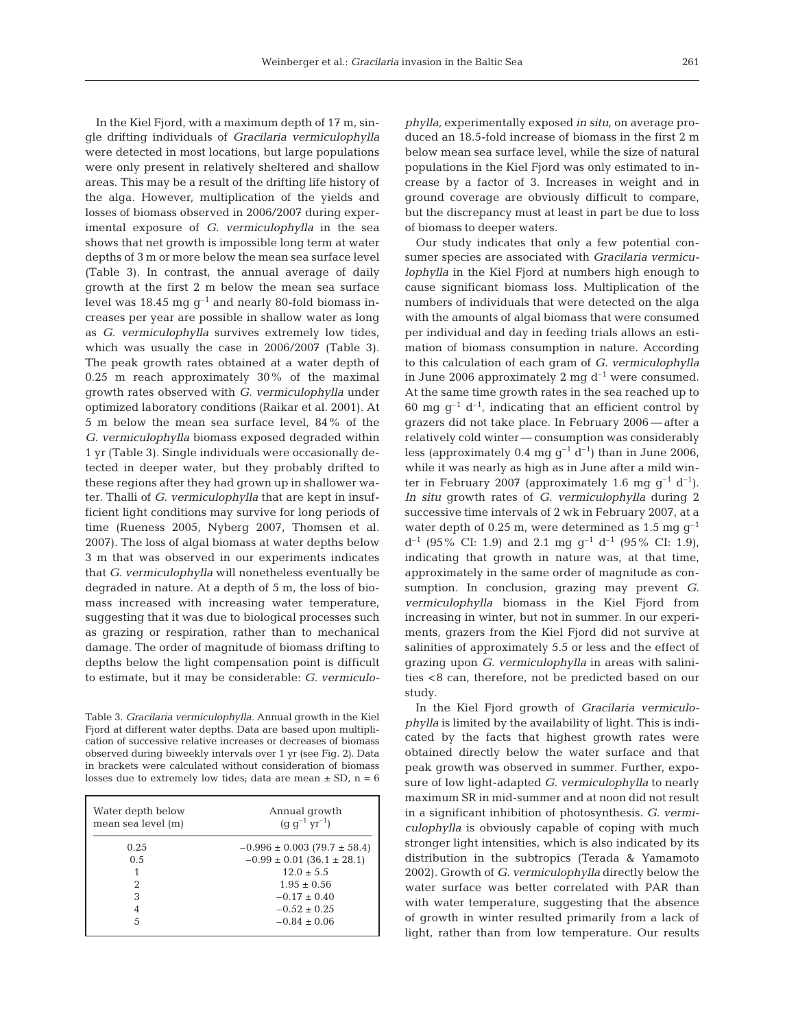In the Kiel Fjord, with a maximum depth of 17 m, single drifting individuals of *Gracilaria vermiculophylla* were detected in most locations, but large populations were only present in relatively sheltered and shallow areas. This may be a result of the drifting life history of the alga. However, multiplication of the yields and losses of biomass observed in 2006/2007 during experimental exposure of *G. vermiculophylla* in the sea shows that net growth is impossible long term at water depths of 3 m or more below the mean sea surface level (Table 3). In contrast, the annual average of daily growth at the first 2 m below the mean sea surface level was 18.45 mg $g^{-1}$ and nearly 80-fold biomass increases per year are possible in shallow water as long as *G. vermiculophylla* survives extremely low tides, which was usually the case in 2006/2007 (Table 3). The peak growth rates obtained at a water depth of 0.25 m reach approximately 30% of the maximal growth rates observed with *G. vermiculophylla* under optimized laboratory conditions (Raikar et al. 2001). At 5 m below the mean sea surface level, 84% of the *G. vermiculophylla* biomass exposed degraded within 1 yr (Table 3). Single individuals were occasionally detected in deeper water, but they probably drifted to these regions after they had grown up in shallower water. Thalli of *G. vermiculophylla* that are kept in insufficient light conditions may survive for long periods of time (Rueness 2005, Nyberg 2007, Thomsen et al. 2007). The loss of algal biomass at water depths below 3 m that was observed in our experiments indicates that *G. vermiculophylla* will nonetheless eventually be degraded in nature. At a depth of 5 m, the loss of biomass increased with increasing water temperature, suggesting that it was due to biological processes such as grazing or respiration, rather than to mechanical damage. The order of magnitude of biomass drifting to depths below the light compensation point is difficult to estimate, but it may be considerable: *G. vermiculophylla*, experimentally exposed *in situ*, on average produced an 18.5-fold increase of biomass in the first 2 m below mean sea surface level, while the size of natural populations in the Kiel Fjord was only estimated to increase by a factor of 3. Increases in weight and in ground coverage are obviously difficult to compare, but the discrepancy must at least in part be due to loss of biomass to deeper waters.

Table 3. *Gracilaria vermiculophylla.* Annual growth in the Kiel Fjord at different water depths. Data are based upon multiplication of successive relative increases or decreases of biomass observed during biweekly intervals over 1 yr (see Fig. 2). Data in brackets were calculated without consideration of biomass losses due to extremely low tides; data are mean ± SD, n = 6

| Water depth below mean sea level (m) | Annual growth ($g\ g^{-1}\ yr^{-1}$) |
|---|---|
| 0.25 | −0.996 ± 0.003 (79.7 ± 58.4) |
| 0.5 | −0.99 ± 0.01 (36.1 ± 28.1) |
| 1 | 12.0 ± 5.5 |
| 2 | 1.95 ± 0.56 |
| 3 | −0.17 ± 0.40 |
| 4 | −0.52 ± 0.25 |
| 5 | −0.84 ± 0.06 |

Our study indicates that only a few potential consumer species are associated with *Gracilaria vermiculophylla* in the Kiel Fjord at numbers high enough to cause significant biomass loss. Multiplication of the numbers of individuals that were detected on the alga with the amounts of algal biomass that were consumed per individual and day in feeding trials allows an estimation of biomass consumption in nature. According to this calculation of each gram of *G. vermiculophylla* in June 2006 approximately 2 mg $d^{-1}$ were consumed. At the same time growth rates in the sea reached up to 60 mg $g^{-1}$ $d^{-1}$, indicating that an efficient control by grazers did not take place. In February 2006 — after a relatively cold winter — consumption was considerably less (approximately 0.4 mg $g^{-1}$ $d^{-1}$) than in June 2006, while it was nearly as high as in June after a mild winter in February 2007 (approximately 1.6 mg $g^{-1}$ $d^{-1}$). *In situ* growth rates of *G. vermiculophylla* during 2 successive time intervals of 2 wk in February 2007, at a water depth of 0.25 m, were determined as 1.5 mg $g^{-1}$ $d^{-1}$ (95% CI: 1.9) and 2.1 mg $g^{-1}$ $d^{-1}$ (95% CI: 1.9), indicating that growth in nature was, at that time, approximately in the same order of magnitude as consumption. In conclusion, grazing may prevent *G. vermiculophylla* biomass in the Kiel Fjord from increasing in winter, but not in summer. In our experiments, grazers from the Kiel Fjord did not survive at salinities of approximately 5.5 or less and the effect of grazing upon *G. vermiculophylla* in areas with salinities <8 can, therefore, not be predicted based on our study.

In the Kiel Fjord growth of *Gracilaria vermiculophylla* is limited by the availability of light. This is indicated by the facts that highest growth rates were obtained directly below the water surface and that peak growth was observed in summer. Further, exposure of low light-adapted *G. vermiculophylla* to nearly maximum SR in mid-summer and at noon did not result in a significant inhibition of photosynthesis. *G. vermiculophylla* is obviously capable of coping with much stronger light intensities, which is also indicated by its distribution in the subtropics (Terada & Yamamoto 2002). Growth of *G. vermiculophylla* directly below the water surface was better correlated with PAR than with water temperature, suggesting that the absence of growth in winter resulted primarily from a lack of light, rather than from low temperature. Our results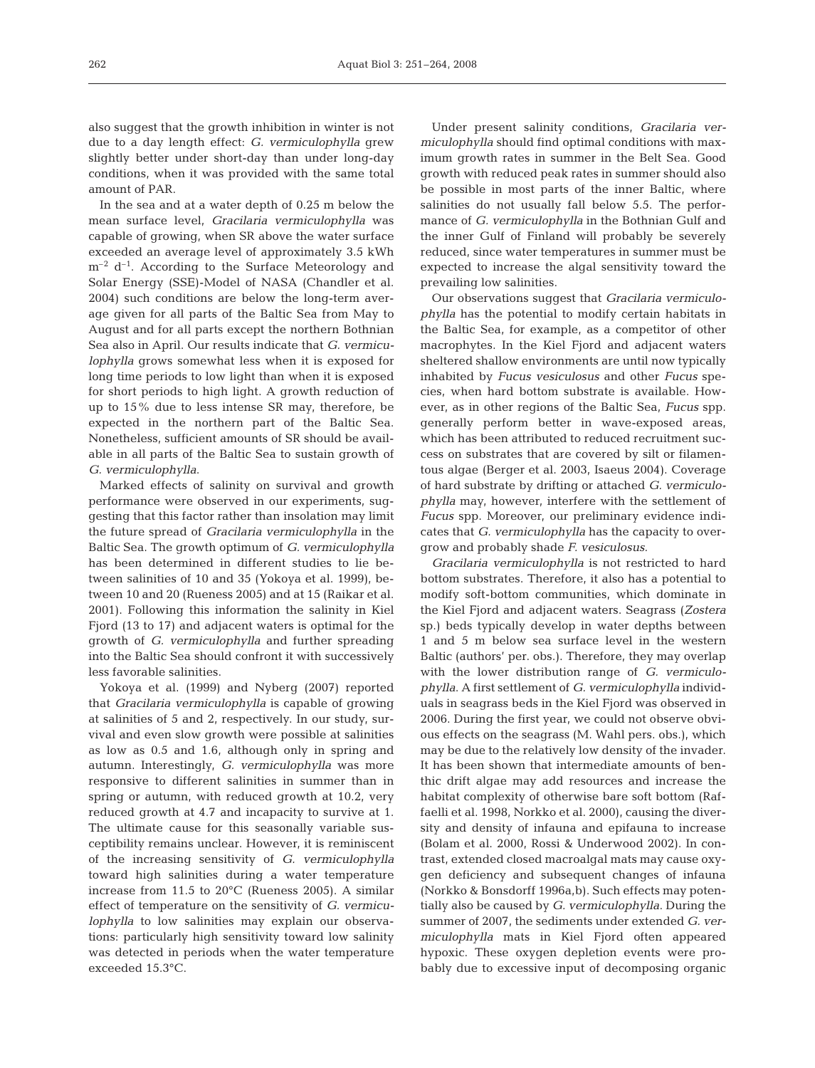also suggest that the growth inhibition in winter is not due to a day length effect: *G. vermiculophylla* grew slightly better under short-day than under long-day conditions, when it was provided with the same total amount of PAR.

In the sea and at a water depth of 0.25 m below the mean surface level, *Gracilaria vermiculophylla* was capable of growing, when SR above the water surface exceeded an average level of approximately 3.5 kWh $m^{-2}$ $d^{-1}$. According to the Surface Meteorology and Solar Energy (SSE)-Model of NASA (Chandler et al. 2004) such conditions are below the long-term average given for all parts of the Baltic Sea from May to August and for all parts except the northern Bothnian Sea also in April. Our results indicate that *G. vermiculophylla* grows somewhat less when it is exposed for long time periods to low light than when it is exposed for short periods to high light. A growth reduction of up to 15% due to less intense SR may, therefore, be expected in the northern part of the Baltic Sea. Nonetheless, sufficient amounts of SR should be available in all parts of the Baltic Sea to sustain growth of *G. vermiculophylla*.

Marked effects of salinity on survival and growth performance were observed in our experiments, suggesting that this factor rather than insolation may limit the future spread of *Gracilaria vermiculophylla* in the Baltic Sea. The growth optimum of *G. vermiculophylla* has been determined in different studies to lie between salinities of 10 and 35 (Yokoya et al. 1999), between 10 and 20 (Rueness 2005) and at 15 (Raikar et al. 2001). Following this information the salinity in Kiel Fjord (13 to 17) and adjacent waters is optimal for the growth of *G. vermiculophylla* and further spreading into the Baltic Sea should confront it with successively less favorable salinities.

Yokoya et al. (1999) and Nyberg (2007) reported that *Gracilaria vermiculophylla* is capable of growing at salinities of 5 and 2, respectively. In our study, survival and even slow growth were possible at salinities as low as 0.5 and 1.6, although only in spring and autumn. Interestingly, *G. vermiculophylla* was more responsive to different salinities in summer than in spring or autumn, with reduced growth at 10.2, very reduced growth at 4.7 and incapacity to survive at 1. The ultimate cause for this seasonally variable susceptibility remains unclear. However, it is reminiscent of the increasing sensitivity of *G. vermiculophylla* toward high salinities during a water temperature increase from 11.5 to 20°C (Rueness 2005). A similar effect of temperature on the sensitivity of *G. vermiculophylla* to low salinities may explain our observations: particularly high sensitivity toward low salinity was detected in periods when the water temperature exceeded 15.3°C.

Under present salinity conditions, *Gracilaria vermiculophylla* should find optimal conditions with maximum growth rates in summer in the Belt Sea. Good growth with reduced peak rates in summer should also be possible in most parts of the inner Baltic, where salinities do not usually fall below 5.5. The performance of *G. vermiculophylla* in the Bothnian Gulf and the inner Gulf of Finland will probably be severely reduced, since water temperatures in summer must be expected to increase the algal sensitivity toward the prevailing low salinities.

Our observations suggest that *Gracilaria vermiculophylla* has the potential to modify certain habitats in the Baltic Sea, for example, as a competitor of other macrophytes. In the Kiel Fjord and adjacent waters sheltered shallow environments are until now typically inhabited by *Fucus vesiculosus* and other *Fucus* species, when hard bottom substrate is available. However, as in other regions of the Baltic Sea, *Fucus* spp. generally perform better in wave-exposed areas, which has been attributed to reduced recruitment success on substrates that are covered by silt or filamentous algae (Berger et al. 2003, Isaeus 2004). Coverage of hard substrate by drifting or attached *G. vermiculophylla* may, however, interfere with the settlement of *Fucus* spp. Moreover, our preliminary evidence indicates that *G. vermiculophylla* has the capacity to overgrow and probably shade *F. vesiculosus*.

*Gracilaria vermiculophylla* is not restricted to hard bottom substrates. Therefore, it also has a potential to modify soft-bottom communities, which dominate in the Kiel Fjord and adjacent waters. Seagrass (*Zostera* sp.) beds typically develop in water depths between 1 and 5 m below sea surface level in the western Baltic (authors' per. obs.). Therefore, they may overlap with the lower distribution range of *G. vermiculophylla*. A first settlement of *G. vermiculophylla* individuals in seagrass beds in the Kiel Fjord was observed in 2006. During the first year, we could not observe obvious effects on the seagrass (M. Wahl pers. obs.), which may be due to the relatively low density of the invader. It has been shown that intermediate amounts of benthic drift algae may add resources and increase the habitat complexity of otherwise bare soft bottom (Raffaelli et al. 1998, Norkko et al. 2000), causing the diversity and density of infauna and epifauna to increase (Bolam et al. 2000, Rossi & Underwood 2002). In contrast, extended closed macroalgal mats may cause oxygen deficiency and subsequent changes of infauna (Norkko & Bonsdorff 1996a,b). Such effects may potentially also be caused by *G. vermiculophylla*. During the summer of 2007, the sediments under extended *G. vermiculophylla* mats in Kiel Fjord often appeared hypoxic. These oxygen depletion events were probably due to excessive input of decomposing organic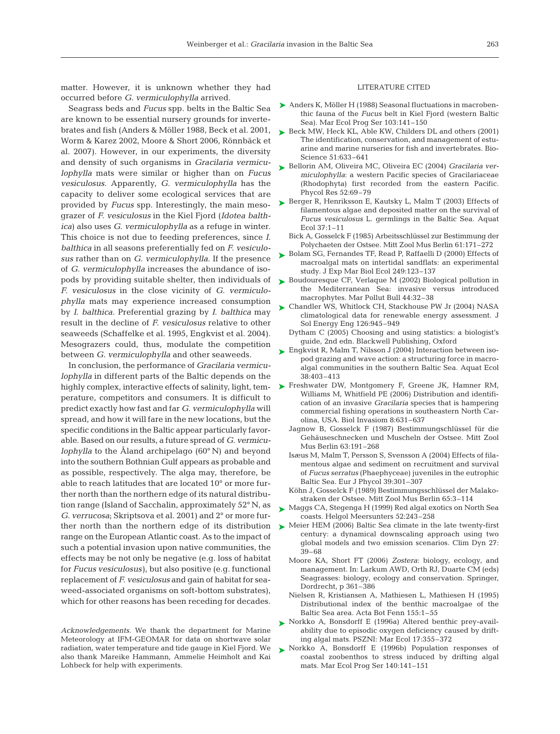matter. However, it is unknown whether they had occurred before *G. vermiculophylla* arrived.

Seagrass beds and *Fucus* spp. belts in the Baltic Sea are known to be essential nursery grounds for invertebrates and fish (Anders & Möller 1988, Beck et al. 2001, Worm & Karez 2002, Moore & Short 2006, Rönnbäck et al. 2007). However, in our experiments, the diversity and density of such organisms in *Gracilaria vermiculophylla* mats were similar or higher than on *Fucus vesiculosus*. Apparently, *G. vermiculophylla* has the capacity to deliver some ecological services that are provided by *Fucus* spp. Interestingly, the main mesograzer of *F. vesiculosus* in the Kiel Fjord (*Idotea balthica*) also uses *G. vermiculophylla* as a refuge in winter. This choice is not due to feeding preferences, since *I. balthica* in all seasons preferentially fed on *F. vesiculosus* rather than on *G. vermiculophylla*. If the presence of *G. vermiculophylla* increases the abundance of isopods by providing suitable shelter, then individuals of *F. vesiculosus* in the close vicinity of *G. vermiculophylla* mats may experience increased consumption by *I. balthica*. Preferential grazing by *I. balthica* may result in the decline of *F. vesiculosus* relative to other seaweeds (Schaffelke et al. 1995, Engkvist et al. 2004). Mesograzers could, thus, modulate the competition between *G. vermiculophylla* and other seaweeds.

In conclusion, the performance of *Gracilaria vermiculophylla* in different parts of the Baltic depends on the highly complex, interactive effects of salinity, light, temperature, competitors and consumers. It is difficult to predict exactly how fast and far *G. vermiculophylla* will spread, and how it will fare in the new locations, but the specific conditions in the Baltic appear particularly favorable. Based on our results, a future spread of *G. vermiculophylla* to the Åland archipelago (60° N) and beyond into the southern Bothnian Gulf appears as probable and as possible, respectively. The alga may, therefore, be able to reach latitudes that are located 10° or more further north than the northern edge of its natural distribution range (Island of Sacchalin, approximately 52° N, as *G. verrucosa*; Skriptsova et al. 2001) and 2° or more further north than the northern edge of its distribution range on the European Atlantic coast. As to the impact of such a potential invasion upon native communities, the effects may be not only be negative (e.g. loss of habitat for *Fucus vesiculosus*), but also positive (e.g. functional replacement of *F. vesiculosus* and gain of habitat for seaweed-associated organisms on soft-bottom substrates), which for other reasons has been receding for decades.

*Acknowledgements.* We thank the department for Marine Meteorology at IFM-GEOMAR for data on shortwave solar radiation, water temperature and tide gauge in Kiel Fjord. We also thank Mareike Hammann, Ammelie Heimholt and Kai Lohbeck for help with experiments.

## LITERATURE CITED

Anders K, Möller H (1988) Seasonal fluctuations in macrobenthic fauna of the *Fucus* belt in Kiel Fjord (western Baltic Sea). Mar Ecol Prog Ser 103:141–150

Beck MW, Heck KL, Able KW, Childers DL and others (2001) The identification, conservation, and management of estuarine and marine nurseries for fish and invertebrates. BioScience 51:633–641

Bellorin AM, Oliveira MC, Oliveira EC (2004) *Gracilaria vermiculophylla*: a western Pacific species of Gracilariaceae (Rhodophyta) first recorded from the eastern Pacific. Phycol Res 52:69–79

Berger R, Henriksson E, Kautsky L, Malm T (2003) Effects of filamentous algae and deposited matter on the survival of *Fucus vesiculosus* L. germlings in the Baltic Sea. Aquat Ecol 37:1–11

Bick A, Gosselck F (1985) Arbeitsschlüssel zur Bestimmung der Polychaeten der Ostsee. Mitt Zool Mus Berlin 61:171–272

Bolam SG, Fernandes TF, Read P, Raffaelli D (2000) Effects of macroalgal mats on intertidal sandflats: an experimental study. J Exp Mar Biol Ecol 249:123–137

Boudouresque CF, Verlaque M (2002) Biological pollution in the Mediterranean Sea: invasive versus introduced macrophytes. Mar Pollut Bull 44:32–38

Chandler WS, Whitlock CH, Stackhouse PW Jr (2004) NASA climatological data for renewable energy assessment. J Sol Energy Eng 126:945–949

Dytham C (2005) Choosing and using statistics: a biologist's guide, 2nd edn. Blackwell Publishing, Oxford

Engkvist R, Malm T, Nilsson J (2004) Interaction between isopod grazing and wave action: a structuring force in macroalgal communities in the southern Baltic Sea. Aquat Ecol 38:403–413

Freshwater DW, Montgomery F, Greene JK, Hamner RM, Williams M, Whitfield PE (2006) Distribution and identification of an invasive *Gracilaria* species that is hampering commercial fishing operations in southeastern North Carolina, USA. Biol Invasiom 8:631–637

Jagnow B, Gosselck F (1987) Bestimmungschlüssel für die Gehäuseschnecken und Muscheln der Ostsee. Mitt Zool Mus Berlin 63:191–268

Isæus M, Malm T, Persson S, Svensson A (2004) Effects of filamentous algae and sediment on recruitment and survival of *Fucus serratus* (Phaephyceae) juveniles in the eutrophic Baltic Sea. Eur J Phycol 39:301–307

Köhn J, Gosselck F (1989) Bestimmungsschlüssel der Malakostraken der Ostsee. Mitt Zool Mus Berlin 65:3–114

Maggs CA, Stegenga H (1999) Red algal exotics on North Sea coasts. Helgol Meersunters 52:243–258

Meier HEM (2006) Baltic Sea climate in the late twenty-first century: a dynamical downscaling approach using two global models and two emission scenarios. Clim Dyn 27: 39–68

Moore KA, Short FT (2006) *Zostera*: biology, ecology, and management. In: Larkum AWD, Orth RJ, Duarte CM (eds) Seagrasses: biology, ecology and conservation. Springer, Dordrecht, p 361–386

Nielsen R, Kristiansen A, Mathiesen L, Mathiesen H (1995) Distributional index of the benthic macroalgae of the Baltic Sea area. Acta Bot Fenn 155:1–55

Norkko A, Bonsdorff E (1996a) Altered benthic prey-availability due to episodic oxygen deficiency caused by drifting algal mats. PSZNI: Mar Ecol 17:355–372

Norkko A, Bonsdorff E (1996b) Population responses of coastal zoobenthos to stress induced by drifting algal mats. Mar Ecol Prog Ser 140:141–151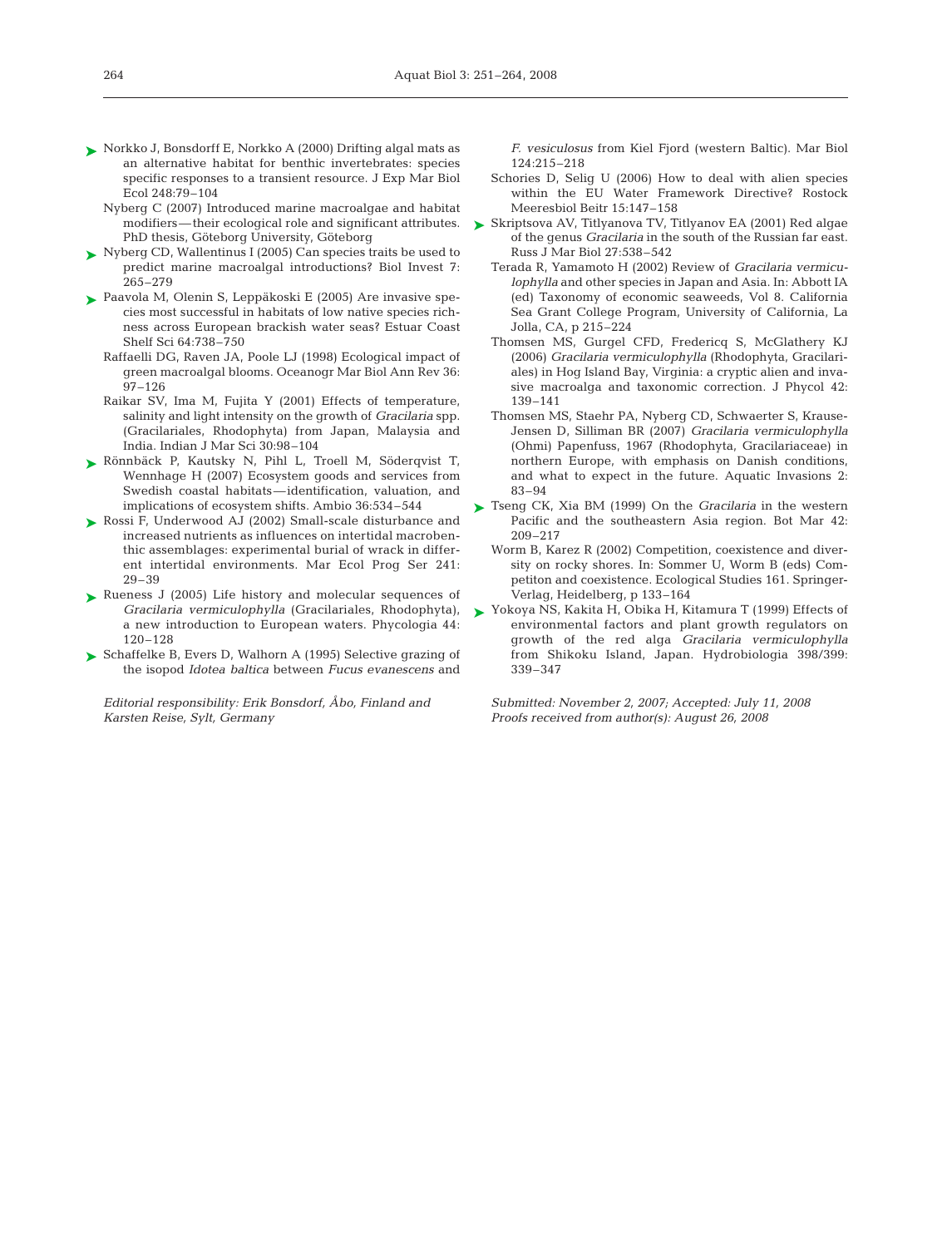Norkko J, Bonsdorff E, Norkko A (2000) Drifting algal mats as an alternative habitat for benthic invertebrates: species specific responses to a transient resource. J Exp Mar Biol Ecol 248:79–104

Nyberg C (2007) Introduced marine macroalgae and habitat modifiers—their ecological role and significant attributes. PhD thesis, Göteborg University, Göteborg

Nyberg CD, Wallentinus I (2005) Can species traits be used to predict marine macroalgal introductions? Biol Invest 7: 265–279

Paavola M, Olenin S, Leppäkoski E (2005) Are invasive species most successful in habitats of low native species richness across European brackish water seas? Estuar Coast Shelf Sci 64:738–750

Raffaelli DG, Raven JA, Poole LJ (1998) Ecological impact of green macroalgal blooms. Oceanogr Mar Biol Ann Rev 36: 97–126

Raikar SV, Ima M, Fujita Y (2001) Effects of temperature, salinity and light intensity on the growth of *Gracilaria* spp. (Gracilariales, Rhodophyta) from Japan, Malaysia and India. Indian J Mar Sci 30:98–104

Rönnbäck P, Kautsky N, Pihl L, Troell M, Söderqvist T, Wennhage H (2007) Ecosystem goods and services from Swedish coastal habitats—identification, valuation, and implications of ecosystem shifts. Ambio 36:534–544

Rossi F, Underwood AJ (2002) Small-scale disturbance and increased nutrients as influences on intertidal macrobenthic assemblages: experimental burial of wrack in different intertidal environments. Mar Ecol Prog Ser 241: 29–39

Rueness J (2005) Life history and molecular sequences of *Gracilaria vermiculophylla* (Gracilariales, Rhodophyta), a new introduction to European waters. Phycologia 44: 120–128

Schaffelke B, Evers D, Walhorn A (1995) Selective grazing of the isopod *Idotea baltica* between *Fucus evanescens* and *F. vesiculosus* from Kiel Fjord (western Baltic). Mar Biol 124:215–218

Schories D, Selig U (2006) How to deal with alien species within the EU Water Framework Directive? Rostock Meeresbiol Beitr 15:147–158

Skriptsova AV, Titlyanova TV, Titlyanov EA (2001) Red algae of the genus *Gracilaria* in the south of the Russian far east. Russ J Mar Biol 27:538–542

Terada R, Yamamoto H (2002) Review of *Gracilaria vermiculophylla* and other species in Japan and Asia. In: Abbott IA (ed) Taxonomy of economic seaweeds, Vol 8. California Sea Grant College Program, University of California, La Jolla, CA, p 215–224

Thomsen MS, Gurgel CFD, Fredericq S, McGlathery KJ (2006) *Gracilaria vermiculophylla* (Rhodophyta, Gracilariales) in Hog Island Bay, Virginia: a cryptic alien and invasive macroalga and taxonomic correction. J Phycol 42: 139–141

Thomsen MS, Staehr PA, Nyberg CD, Schwaerter S, Krause-Jensen D, Silliman BR (2007) *Gracilaria vermiculophylla* (Ohmi) Papenfuss, 1967 (Rhodophyta, Gracilariaceae) in northern Europe, with emphasis on Danish conditions, and what to expect in the future. Aquatic Invasions 2: 83–94

Tseng CK, Xia BM (1999) On the *Gracilaria* in the western Pacific and the southeastern Asia region. Bot Mar 42: 209–217

Worm B, Karez R (2002) Competition, coexistence and diversity on rocky shores. In: Sommer U, Worm B (eds) Competiton and coexistence. Ecological Studies 161. Springer-Verlag, Heidelberg, p 133–164

Yokoya NS, Kakita H, Obika H, Kitamura T (1999) Effects of environmental factors and plant growth regulators on growth of the red alga *Gracilaria vermiculophylla* from Shikoku Island, Japan. Hydrobiologia 398/399: 339–347

*Editorial responsibility: Erik Bonsdorf, Åbo, Finland and Karsten Reise, Sylt, Germany*

*Submitted: November 2, 2007; Accepted: July 11, 2008*
*Proofs received from author(s): August 26, 2008*